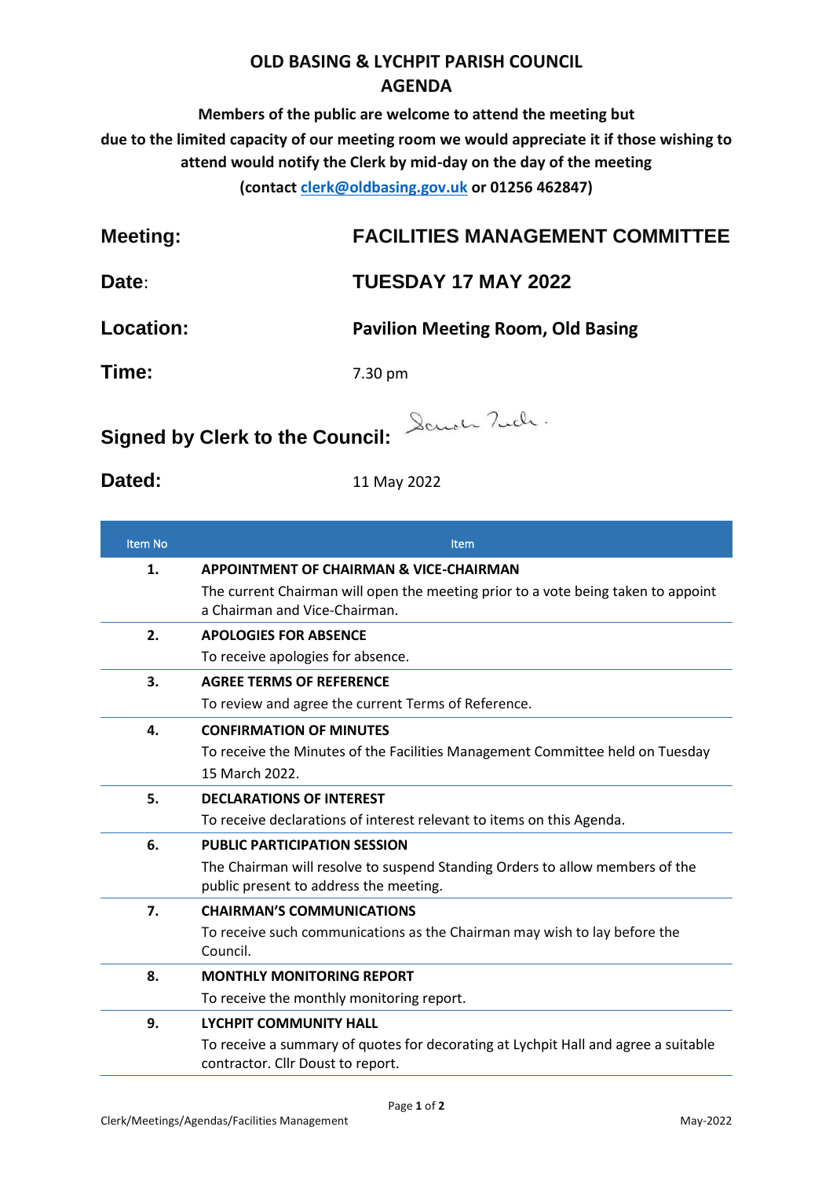# OLD BASING & LYCHPIT PARISH COUNCIL
# AGENDA

**Members of the public are welcome to attend the meeting but due to the limited capacity of our meeting room we would appreciate it if those wishing to attend would notify the Clerk by mid-day on the day of the meeting (contact clerk@oldbasing.gov.uk or 01256 462847)**

| | |
|---|---|
| **Meeting:** | **FACILITIES MANAGEMENT COMMITTEE** |
| **Date:** | **TUESDAY 17 MAY 2022** |
| **Location:** | **Pavilion Meeting Room, Old Basing** |
| **Time:** | 7.30 pm |

**Signed by Clerk to the Council:** Sarah Tuck.

**Dated:** 11 May 2022

| Item No | Item |
|---|---|
| **1.** | **APPOINTMENT OF CHAIRMAN & VICE-CHAIRMAN**<br>The current Chairman will open the meeting prior to a vote being taken to appoint a Chairman and Vice-Chairman. |
| **2.** | **APOLOGIES FOR ABSENCE**<br>To receive apologies for absence. |
| **3.** | **AGREE TERMS OF REFERENCE**<br>To review and agree the current Terms of Reference. |
| **4.** | **CONFIRMATION OF MINUTES**<br>To receive the Minutes of the Facilities Management Committee held on Tuesday 15 March 2022. |
| **5.** | **DECLARATIONS OF INTEREST**<br>To receive declarations of interest relevant to items on this Agenda. |
| **6.** | **PUBLIC PARTICIPATION SESSION**<br>The Chairman will resolve to suspend Standing Orders to allow members of the public present to address the meeting. |
| **7.** | **CHAIRMAN'S COMMUNICATIONS**<br>To receive such communications as the Chairman may wish to lay before the Council. |
| **8.** | **MONTHLY MONITORING REPORT**<br>To receive the monthly monitoring report. |
| **9.** | **LYCHPIT COMMUNITY HALL**<br>To receive a summary of quotes for decorating at Lychpit Hall and agree a suitable contractor. Cllr Doust to report. |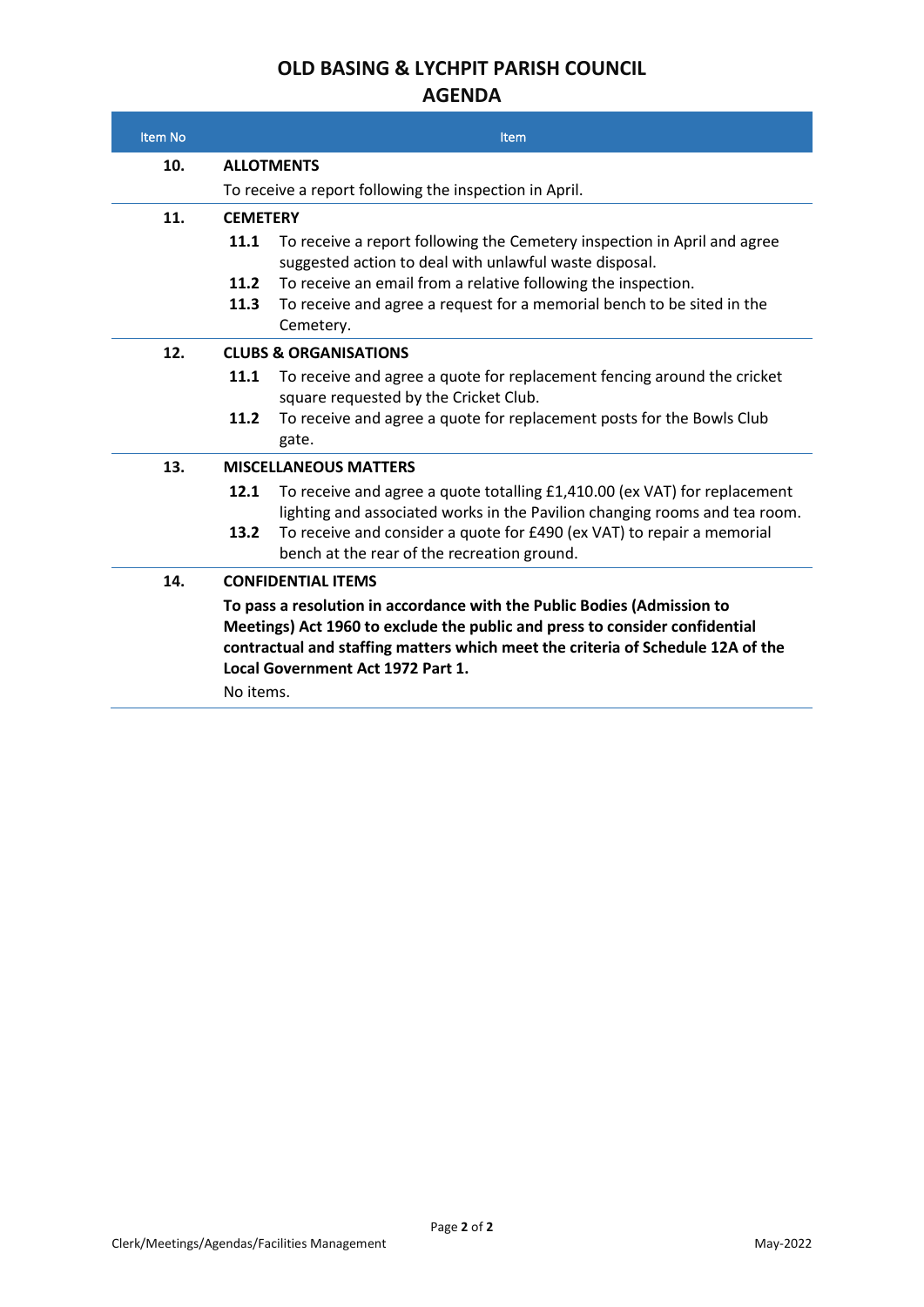# OLD BASING & LYCHPIT PARISH COUNCIL
## AGENDA

| Item No | Item |
|---|---|
| **10.** | **ALLOTMENTS**<br>To receive a report following the inspection in April. |
| **11.** | **CEMETERY**<br>**11.1** To receive a report following the Cemetery inspection in April and agree suggested action to deal with unlawful waste disposal.<br>**11.2** To receive an email from a relative following the inspection.<br>**11.3** To receive and agree a request for a memorial bench to be sited in the Cemetery. |
| **12.** | **CLUBS & ORGANISATIONS**<br>**11.1** To receive and agree a quote for replacement fencing around the cricket square requested by the Cricket Club.<br>**11.2** To receive and agree a quote for replacement posts for the Bowls Club gate. |
| **13.** | **MISCELLANEOUS MATTERS**<br>**12.1** To receive and agree a quote totalling £1,410.00 (ex VAT) for replacement lighting and associated works in the Pavilion changing rooms and tea room.<br>**13.2** To receive and consider a quote for £490 (ex VAT) to repair a memorial bench at the rear of the recreation ground. |
| **14.** | **CONFIDENTIAL ITEMS**<br>**To pass a resolution in accordance with the Public Bodies (Admission to Meetings) Act 1960 to exclude the public and press to consider confidential contractual and staffing matters which meet the criteria of Schedule 12A of the Local Government Act 1972 Part 1.**<br>No items. |

Clerk/Meetings/Agendas/Facilities Management

May-2022